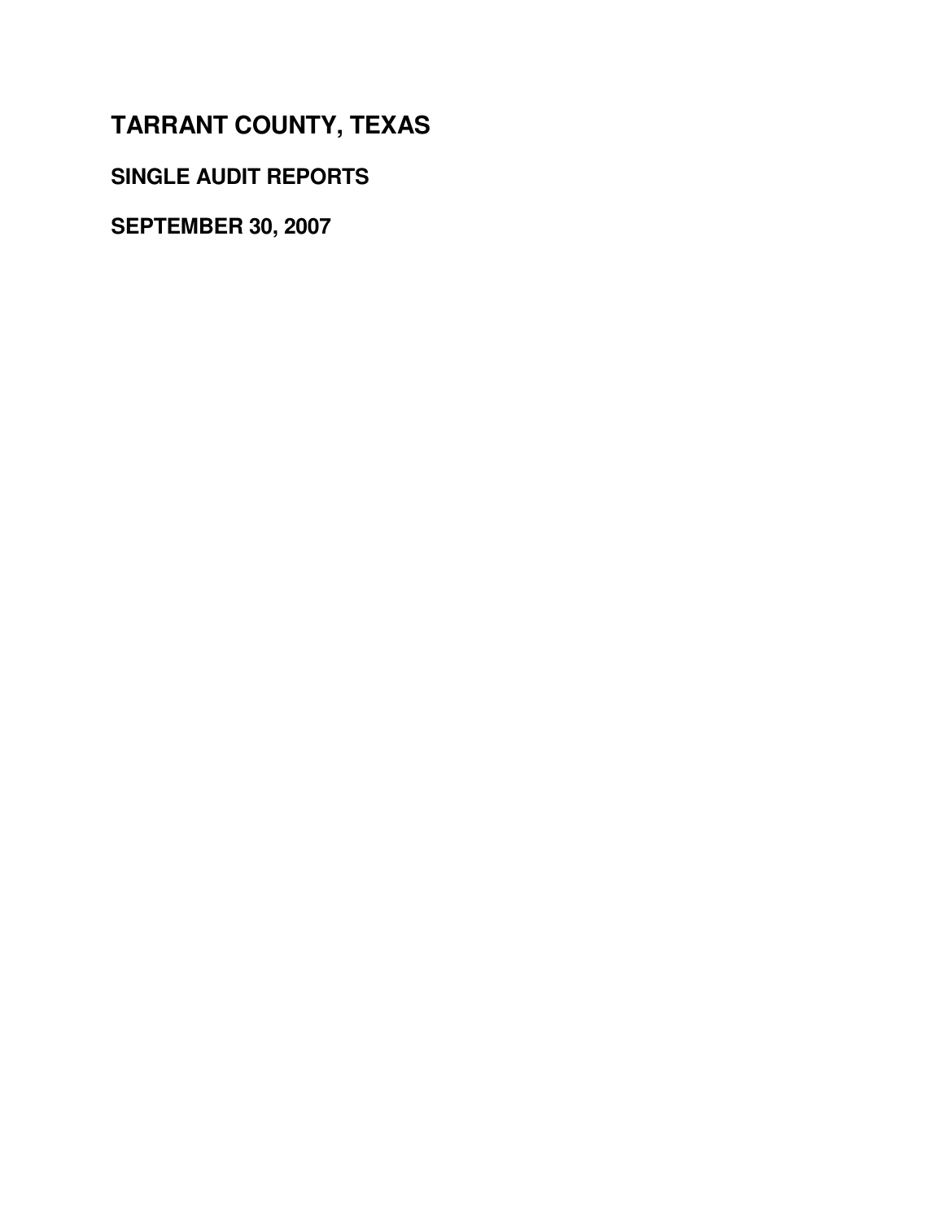# TARRANT COUNTY, TEXAS

## SINGLE AUDIT REPORTS

## SEPTEMBER 30, 2007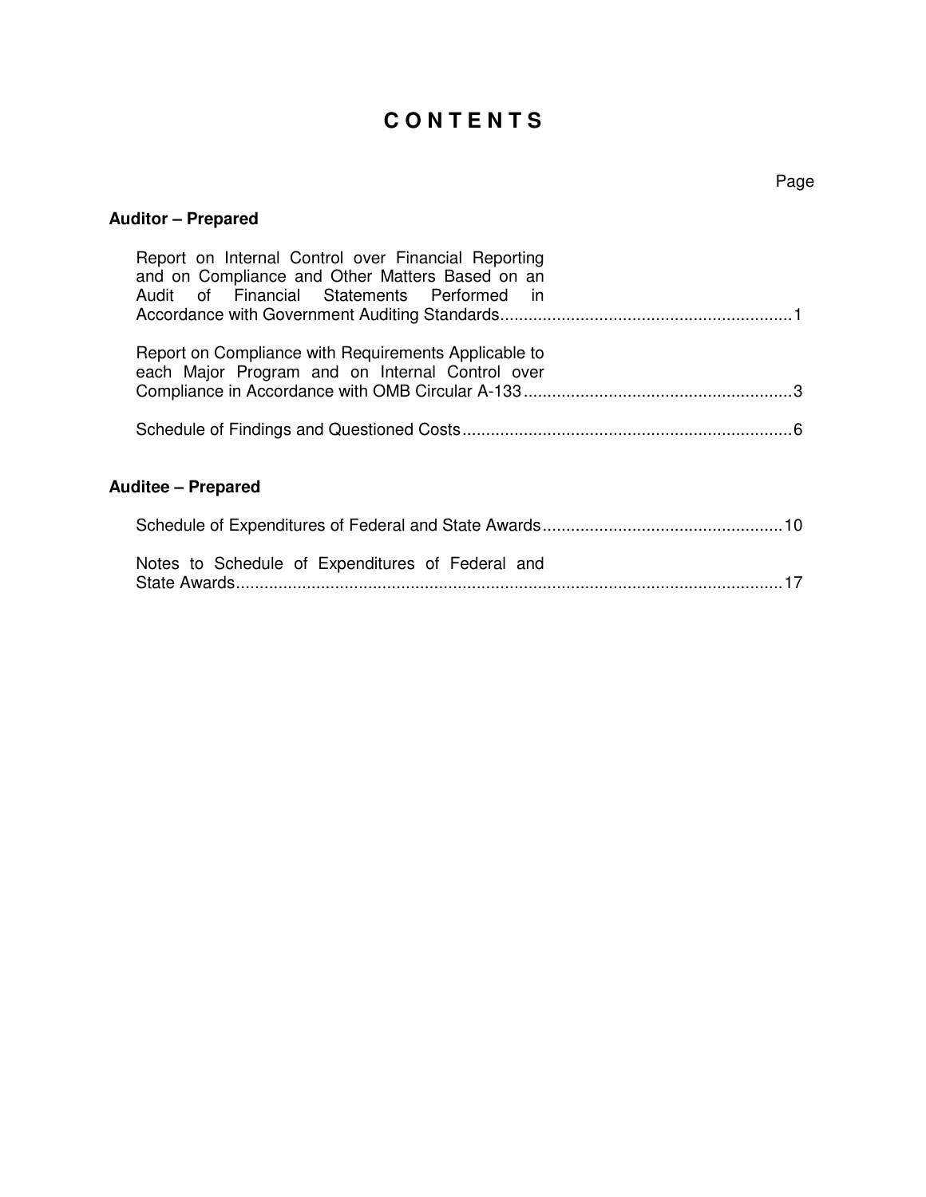# CONTENTS

| | Page |
|---|---|
| **Auditor – Prepared** | |
| Report on Internal Control over Financial Reporting and on Compliance and Other Matters Based on an Audit of Financial Statements Performed in Accordance with Government Auditing Standards | 1 |
| Report on Compliance with Requirements Applicable to each Major Program and on Internal Control over Compliance in Accordance with OMB Circular A-133 | 3 |
| Schedule of Findings and Questioned Costs | 6 |
| **Auditee – Prepared** | |
| Schedule of Expenditures of Federal and State Awards | 10 |
| Notes to Schedule of Expenditures of Federal and State Awards | 17 |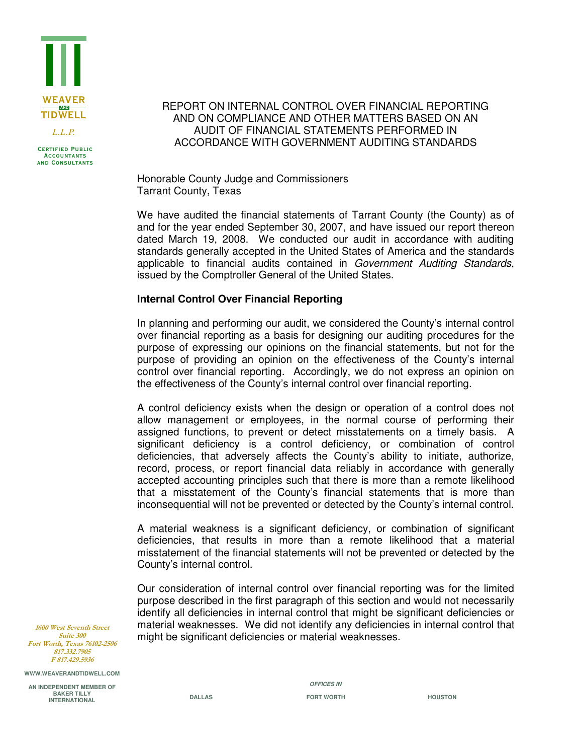# REPORT ON INTERNAL CONTROL OVER FINANCIAL REPORTING AND ON COMPLIANCE AND OTHER MATTERS BASED ON AN AUDIT OF FINANCIAL STATEMENTS PERFORMED IN ACCORDANCE WITH GOVERNMENT AUDITING STANDARDS

Honorable County Judge and Commissioners
Tarrant County, Texas

We have audited the financial statements of Tarrant County (the County) as of and for the year ended September 30, 2007, and have issued our report thereon dated March 19, 2008. We conducted our audit in accordance with auditing standards generally accepted in the United States of America and the standards applicable to financial audits contained in *Government Auditing Standards*, issued by the Comptroller General of the United States.

**Internal Control Over Financial Reporting**

In planning and performing our audit, we considered the County's internal control over financial reporting as a basis for designing our auditing procedures for the purpose of expressing our opinions on the financial statements, but not for the purpose of providing an opinion on the effectiveness of the County's internal control over financial reporting. Accordingly, we do not express an opinion on the effectiveness of the County's internal control over financial reporting.

A control deficiency exists when the design or operation of a control does not allow management or employees, in the normal course of performing their assigned functions, to prevent or detect misstatements on a timely basis. A significant deficiency is a control deficiency, or combination of control deficiencies, that adversely affects the County's ability to initiate, authorize, record, process, or report financial data reliably in accordance with generally accepted accounting principles such that there is more than a remote likelihood that a misstatement of the County's financial statements that is more than inconsequential will not be prevented or detected by the County's internal control.

A material weakness is a significant deficiency, or combination of significant deficiencies, that results in more than a remote likelihood that a material misstatement of the financial statements will not be prevented or detected by the County's internal control.

Our consideration of internal control over financial reporting was for the limited purpose described in the first paragraph of this section and would not necessarily identify all deficiencies in internal control that might be significant deficiencies or material weaknesses. We did not identify any deficiencies in internal control that might be significant deficiencies or material weaknesses.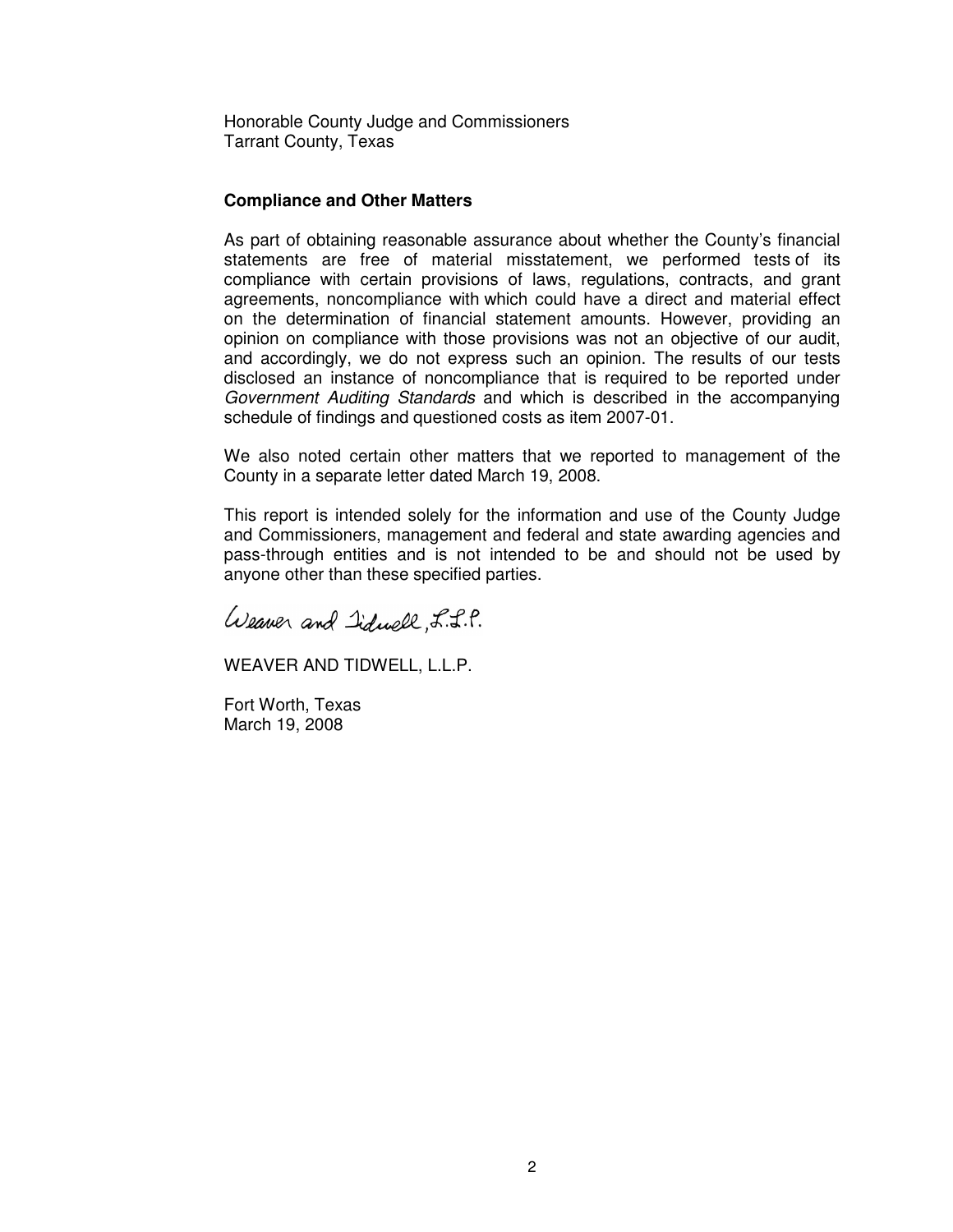Honorable County Judge and Commissioners
Tarrant County, Texas

**Compliance and Other Matters**

As part of obtaining reasonable assurance about whether the County's financial statements are free of material misstatement, we performed tests of its compliance with certain provisions of laws, regulations, contracts, and grant agreements, noncompliance with which could have a direct and material effect on the determination of financial statement amounts. However, providing an opinion on compliance with those provisions was not an objective of our audit, and accordingly, we do not express such an opinion. The results of our tests disclosed an instance of noncompliance that is required to be reported under *Government Auditing Standards* and which is described in the accompanying schedule of findings and questioned costs as item 2007-01.

We also noted certain other matters that we reported to management of the County in a separate letter dated March 19, 2008.

This report is intended solely for the information and use of the County Judge and Commissioners, management and federal and state awarding agencies and pass-through entities and is not intended to be and should not be used by anyone other than these specified parties.

Weaver and Tidwell, L.L.P.

WEAVER AND TIDWELL, L.L.P.

Fort Worth, Texas
March 19, 2008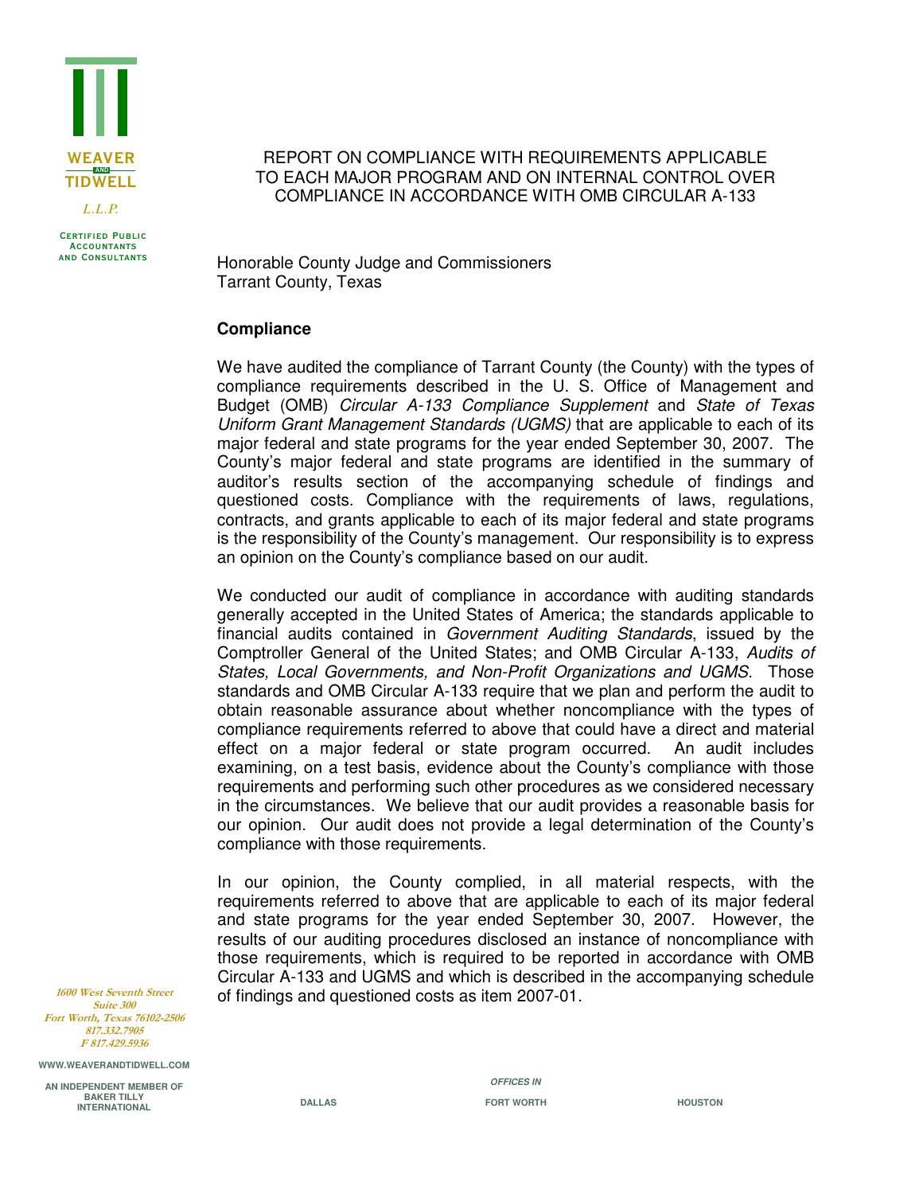# REPORT ON COMPLIANCE WITH REQUIREMENTS APPLICABLE TO EACH MAJOR PROGRAM AND ON INTERNAL CONTROL OVER COMPLIANCE IN ACCORDANCE WITH OMB CIRCULAR A-133

Honorable County Judge and Commissioners
Tarrant County, Texas

## Compliance

We have audited the compliance of Tarrant County (the County) with the types of compliance requirements described in the U. S. Office of Management and Budget (OMB) *Circular A-133 Compliance Supplement* and *State of Texas Uniform Grant Management Standards (UGMS)* that are applicable to each of its major federal and state programs for the year ended September 30, 2007. The County's major federal and state programs are identified in the summary of auditor's results section of the accompanying schedule of findings and questioned costs. Compliance with the requirements of laws, regulations, contracts, and grants applicable to each of its major federal and state programs is the responsibility of the County's management. Our responsibility is to express an opinion on the County's compliance based on our audit.

We conducted our audit of compliance in accordance with auditing standards generally accepted in the United States of America; the standards applicable to financial audits contained in *Government Auditing Standards*, issued by the Comptroller General of the United States; and OMB Circular A-133, *Audits of States, Local Governments, and Non-Profit Organizations and UGMS*. Those standards and OMB Circular A-133 require that we plan and perform the audit to obtain reasonable assurance about whether noncompliance with the types of compliance requirements referred to above that could have a direct and material effect on a major federal or state program occurred. An audit includes examining, on a test basis, evidence about the County's compliance with those requirements and performing such other procedures as we considered necessary in the circumstances. We believe that our audit provides a reasonable basis for our opinion. Our audit does not provide a legal determination of the County's compliance with those requirements.

In our opinion, the County complied, in all material respects, with the requirements referred to above that are applicable to each of its major federal and state programs for the year ended September 30, 2007. However, the results of our auditing procedures disclosed an instance of noncompliance with those requirements, which is required to be reported in accordance with OMB Circular A-133 and UGMS and which is described in the accompanying schedule of findings and questioned costs as item 2007-01.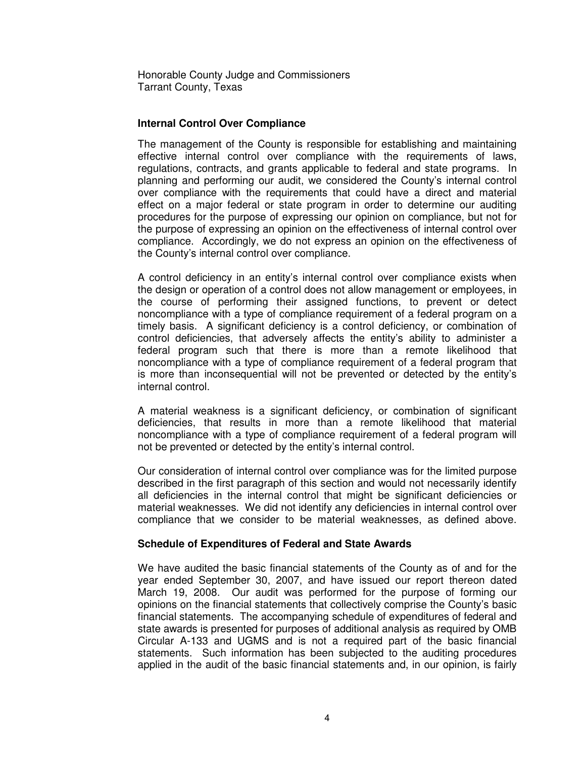Honorable County Judge and Commissioners
Tarrant County, Texas

**Internal Control Over Compliance**

The management of the County is responsible for establishing and maintaining effective internal control over compliance with the requirements of laws, regulations, contracts, and grants applicable to federal and state programs. In planning and performing our audit, we considered the County's internal control over compliance with the requirements that could have a direct and material effect on a major federal or state program in order to determine our auditing procedures for the purpose of expressing our opinion on compliance, but not for the purpose of expressing an opinion on the effectiveness of internal control over compliance. Accordingly, we do not express an opinion on the effectiveness of the County's internal control over compliance.

A control deficiency in an entity's internal control over compliance exists when the design or operation of a control does not allow management or employees, in the course of performing their assigned functions, to prevent or detect noncompliance with a type of compliance requirement of a federal program on a timely basis. A significant deficiency is a control deficiency, or combination of control deficiencies, that adversely affects the entity's ability to administer a federal program such that there is more than a remote likelihood that noncompliance with a type of compliance requirement of a federal program that is more than inconsequential will not be prevented or detected by the entity's internal control.

A material weakness is a significant deficiency, or combination of significant deficiencies, that results in more than a remote likelihood that material noncompliance with a type of compliance requirement of a federal program will not be prevented or detected by the entity's internal control.

Our consideration of internal control over compliance was for the limited purpose described in the first paragraph of this section and would not necessarily identify all deficiencies in the internal control that might be significant deficiencies or material weaknesses. We did not identify any deficiencies in internal control over compliance that we consider to be material weaknesses, as defined above.

**Schedule of Expenditures of Federal and State Awards**

We have audited the basic financial statements of the County as of and for the year ended September 30, 2007, and have issued our report thereon dated March 19, 2008. Our audit was performed for the purpose of forming our opinions on the financial statements that collectively comprise the County's basic financial statements. The accompanying schedule of expenditures of federal and state awards is presented for purposes of additional analysis as required by OMB Circular A-133 and UGMS and is not a required part of the basic financial statements. Such information has been subjected to the auditing procedures applied in the audit of the basic financial statements and, in our opinion, is fairly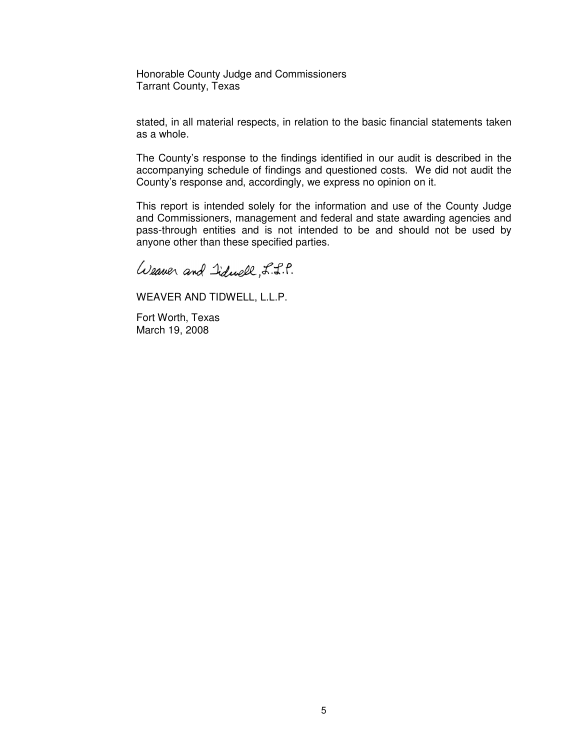Honorable County Judge and Commissioners
Tarrant County, Texas

stated, in all material respects, in relation to the basic financial statements taken as a whole.

The County's response to the findings identified in our audit is described in the accompanying schedule of findings and questioned costs. We did not audit the County's response and, accordingly, we express no opinion on it.

This report is intended solely for the information and use of the County Judge and Commissioners, management and federal and state awarding agencies and pass-through entities and is not intended to be and should not be used by anyone other than these specified parties.

Weaver and Tidwell, L.L.P.

WEAVER AND TIDWELL, L.L.P.

Fort Worth, Texas
March 19, 2008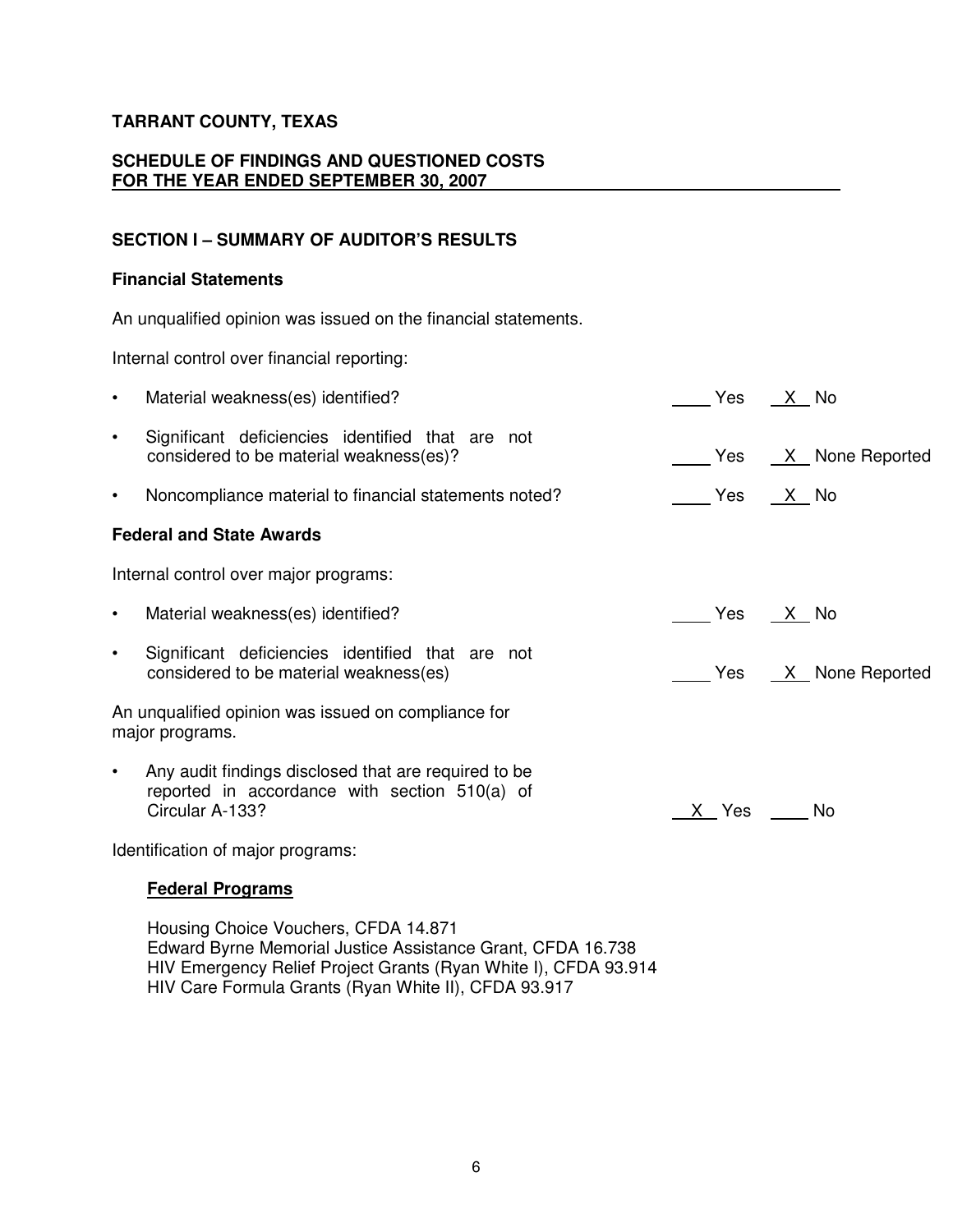**TARRANT COUNTY, TEXAS**

**SCHEDULE OF FINDINGS AND QUESTIONED COSTS**
**FOR THE YEAR ENDED SEPTEMBER 30, 2007**

**SECTION I – SUMMARY OF AUDITOR'S RESULTS**

**Financial Statements**

An unqualified opinion was issued on the financial statements.

Internal control over financial reporting:

- Material weakness(es) identified? ____ Yes __X__ No
- Significant deficiencies identified that are not considered to be material weakness(es)? ____ Yes __X__ None Reported
- Noncompliance material to financial statements noted? ____ Yes __X__ No

**Federal and State Awards**

Internal control over major programs:

- Material weakness(es) identified? ____ Yes __X__ No
- Significant deficiencies identified that are not considered to be material weakness(es) ____ Yes __X__ None Reported

An unqualified opinion was issued on compliance for major programs.

- Any audit findings disclosed that are required to be reported in accordance with section 510(a) of Circular A-133? __X__ Yes ____ No

Identification of major programs:

**Federal Programs**

Housing Choice Vouchers, CFDA 14.871
Edward Byrne Memorial Justice Assistance Grant, CFDA 16.738
HIV Emergency Relief Project Grants (Ryan White I), CFDA 93.914
HIV Care Formula Grants (Ryan White II), CFDA 93.917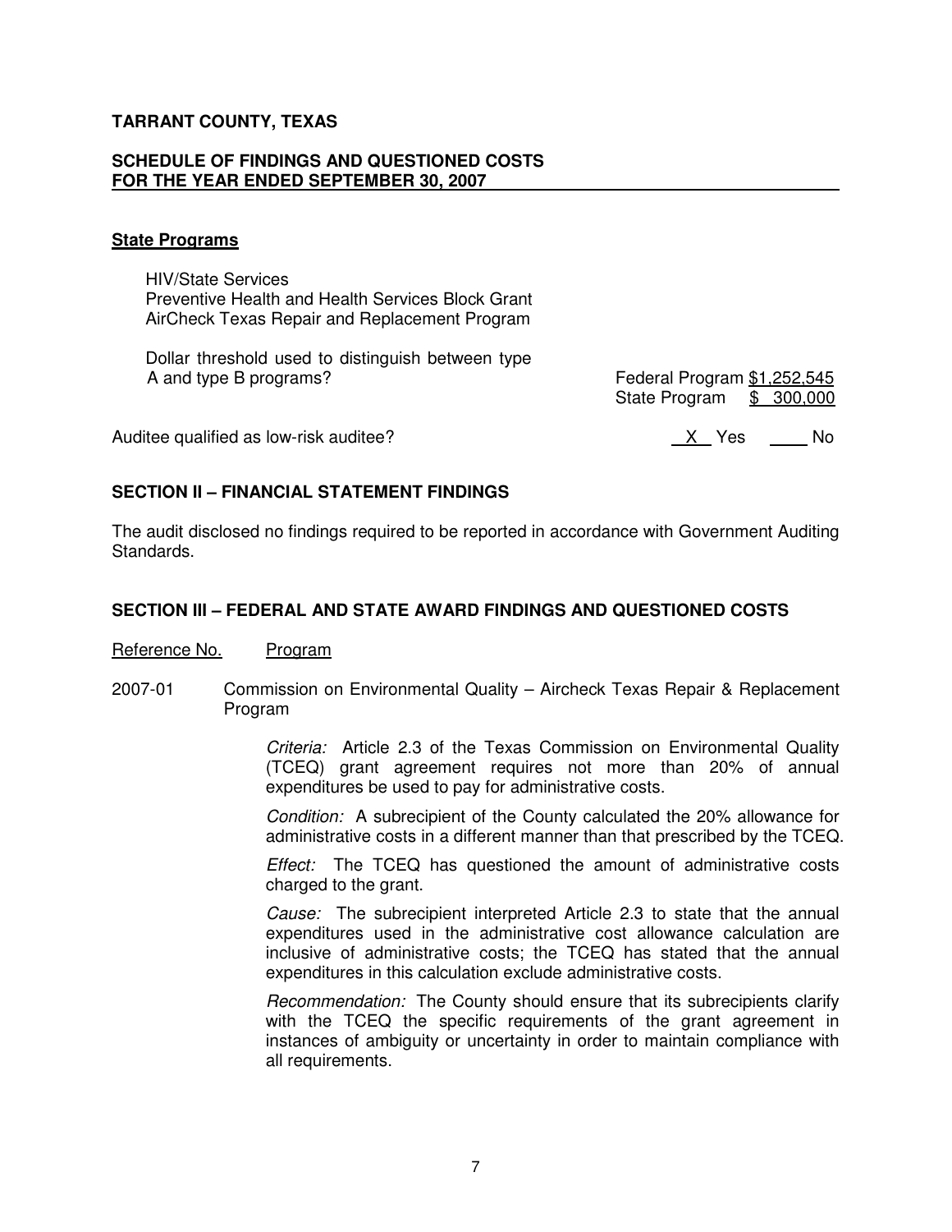**TARRANT COUNTY, TEXAS**

**SCHEDULE OF FINDINGS AND QUESTIONED COSTS**
**FOR THE YEAR ENDED SEPTEMBER 30, 2007**

**State Programs**

HIV/State Services
Preventive Health and Health Services Block Grant
AirCheck Texas Repair and Replacement Program

| | |
|---|---|
| Dollar threshold used to distinguish between type A and type B programs? | Federal Program $1,252,545<br>State Program $ 300,000 |
| Auditee qualified as low-risk auditee? | X Yes ____ No |

## SECTION II – FINANCIAL STATEMENT FINDINGS

The audit disclosed no findings required to be reported in accordance with Government Auditing Standards.

## SECTION III – FEDERAL AND STATE AWARD FINDINGS AND QUESTIONED COSTS

Reference No. Program

2007-01 Commission on Environmental Quality – Aircheck Texas Repair & Replacement Program

*Criteria:* Article 2.3 of the Texas Commission on Environmental Quality (TCEQ) grant agreement requires not more than 20% of annual expenditures be used to pay for administrative costs.

*Condition:* A subrecipient of the County calculated the 20% allowance for administrative costs in a different manner than that prescribed by the TCEQ.

*Effect:* The TCEQ has questioned the amount of administrative costs charged to the grant.

*Cause:* The subrecipient interpreted Article 2.3 to state that the annual expenditures used in the administrative cost allowance calculation are inclusive of administrative costs; the TCEQ has stated that the annual expenditures in this calculation exclude administrative costs.

*Recommendation:* The County should ensure that its subrecipients clarify with the TCEQ the specific requirements of the grant agreement in instances of ambiguity or uncertainty in order to maintain compliance with all requirements.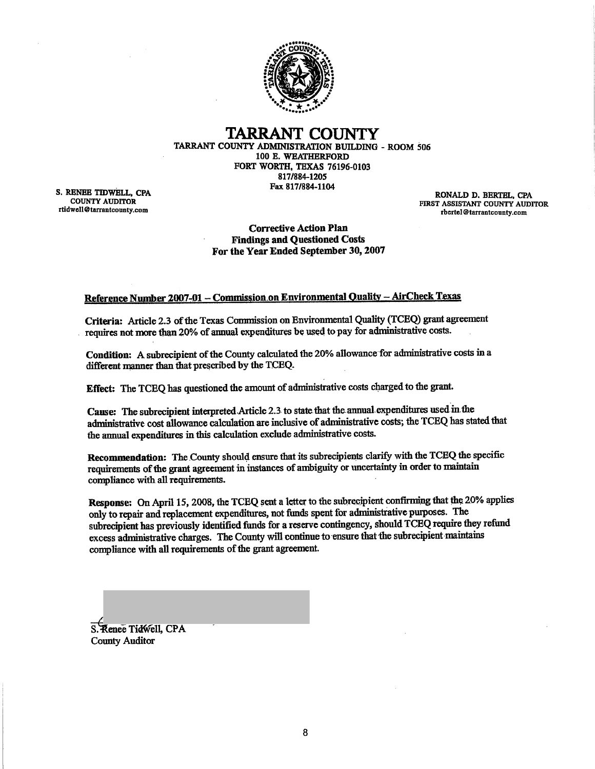# TARRANT COUNTY

TARRANT COUNTY ADMINISTRATION BUILDING - ROOM 506
100 E. WEATHERFORD
FORT WORTH, TEXAS 76196-0103
817/884-1205
Fax 817/884-1104

S. RENEE TIDWELL, CPA
COUNTY AUDITOR
rtidwell@tarrantcounty.com

RONALD D. BERTEL, CPA
FIRST ASSISTANT COUNTY AUDITOR
rbertel@tarrantcounty.com

## Corrective Action Plan
## Findings and Questioned Costs
## For the Year Ended September 30, 2007

### Reference Number 2007-01 – Commission on Environmental Quality – AirCheck Texas

**Criteria:** Article 2.3 of the Texas Commission on Environmental Quality (TCEQ) grant agreement requires not more than 20% of annual expenditures be used to pay for administrative costs.

**Condition:** A subrecipient of the County calculated the 20% allowance for administrative costs in a different manner than that prescribed by the TCEQ.

**Effect:** The TCEQ has questioned the amount of administrative costs charged to the grant.

**Cause:** The subrecipient interpreted Article 2.3 to state that the annual expenditures used in the administrative cost allowance calculation are inclusive of administrative costs; the TCEQ has stated that the annual expenditures in this calculation exclude administrative costs.

**Recommendation:** The County should ensure that its subrecipients clarify with the TCEQ the specific requirements of the grant agreement in instances of ambiguity or uncertainty in order to maintain compliance with all requirements.

**Response:** On April 15, 2008, the TCEQ sent a letter to the subrecipient confirming that the 20% applies only to repair and replacement expenditures, not funds spent for administrative purposes. The subrecipient has previously identified funds for a reserve contingency, should TCEQ require they refund excess administrative charges. The County will continue to ensure that the subrecipient maintains compliance with all requirements of the grant agreement.

S. Renee Tidwell, CPA
County Auditor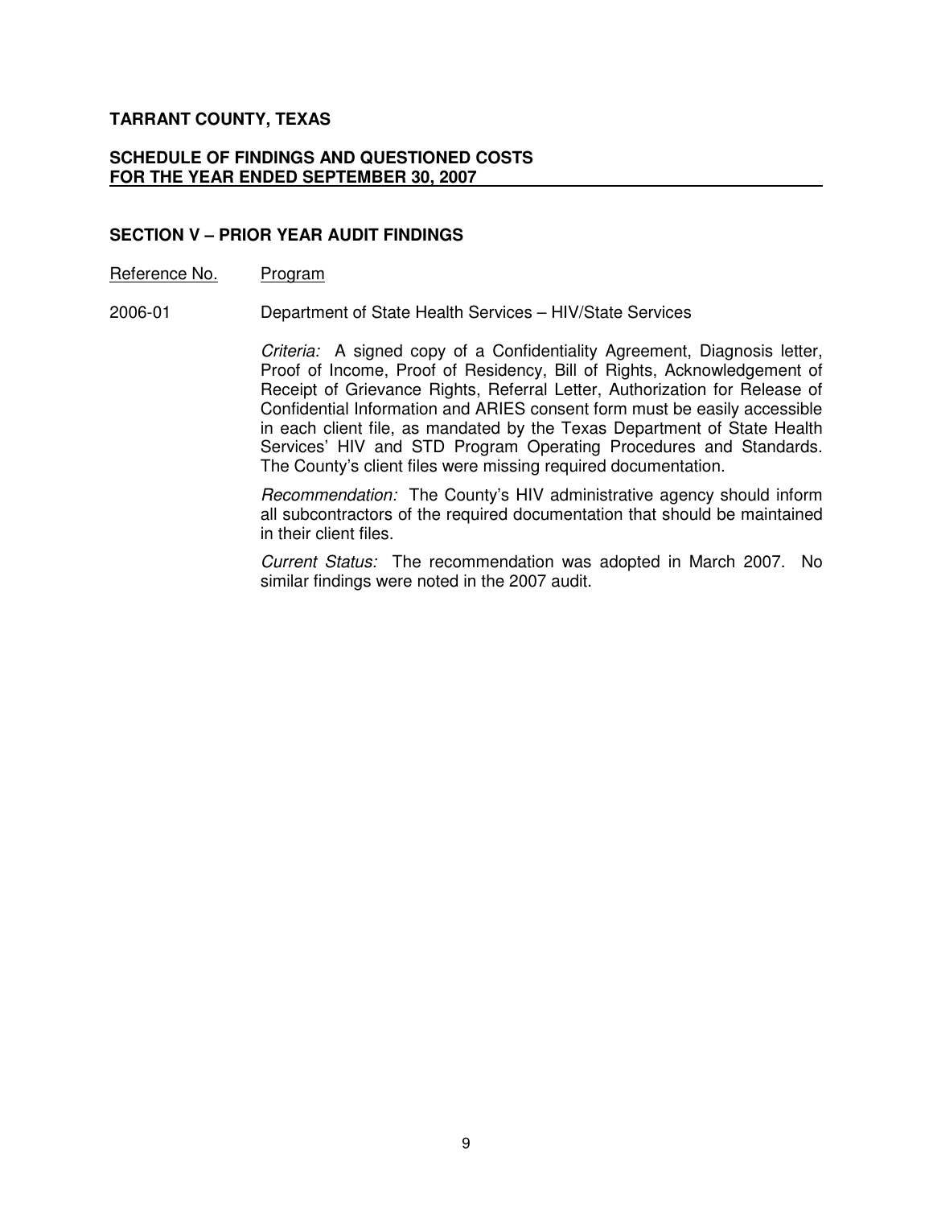**TARRANT COUNTY, TEXAS**

**SCHEDULE OF FINDINGS AND QUESTIONED COSTS**
**FOR THE YEAR ENDED SEPTEMBER 30, 2007**

## SECTION V – PRIOR YEAR AUDIT FINDINGS

| Reference No. | Program |
|---|---|
| 2006-01 | Department of State Health Services – HIV/State Services |

*Criteria:* A signed copy of a Confidentiality Agreement, Diagnosis letter, Proof of Income, Proof of Residency, Bill of Rights, Acknowledgement of Receipt of Grievance Rights, Referral Letter, Authorization for Release of Confidential Information and ARIES consent form must be easily accessible in each client file, as mandated by the Texas Department of State Health Services' HIV and STD Program Operating Procedures and Standards. The County's client files were missing required documentation.

*Recommendation:* The County's HIV administrative agency should inform all subcontractors of the required documentation that should be maintained in their client files.

*Current Status:* The recommendation was adopted in March 2007. No similar findings were noted in the 2007 audit.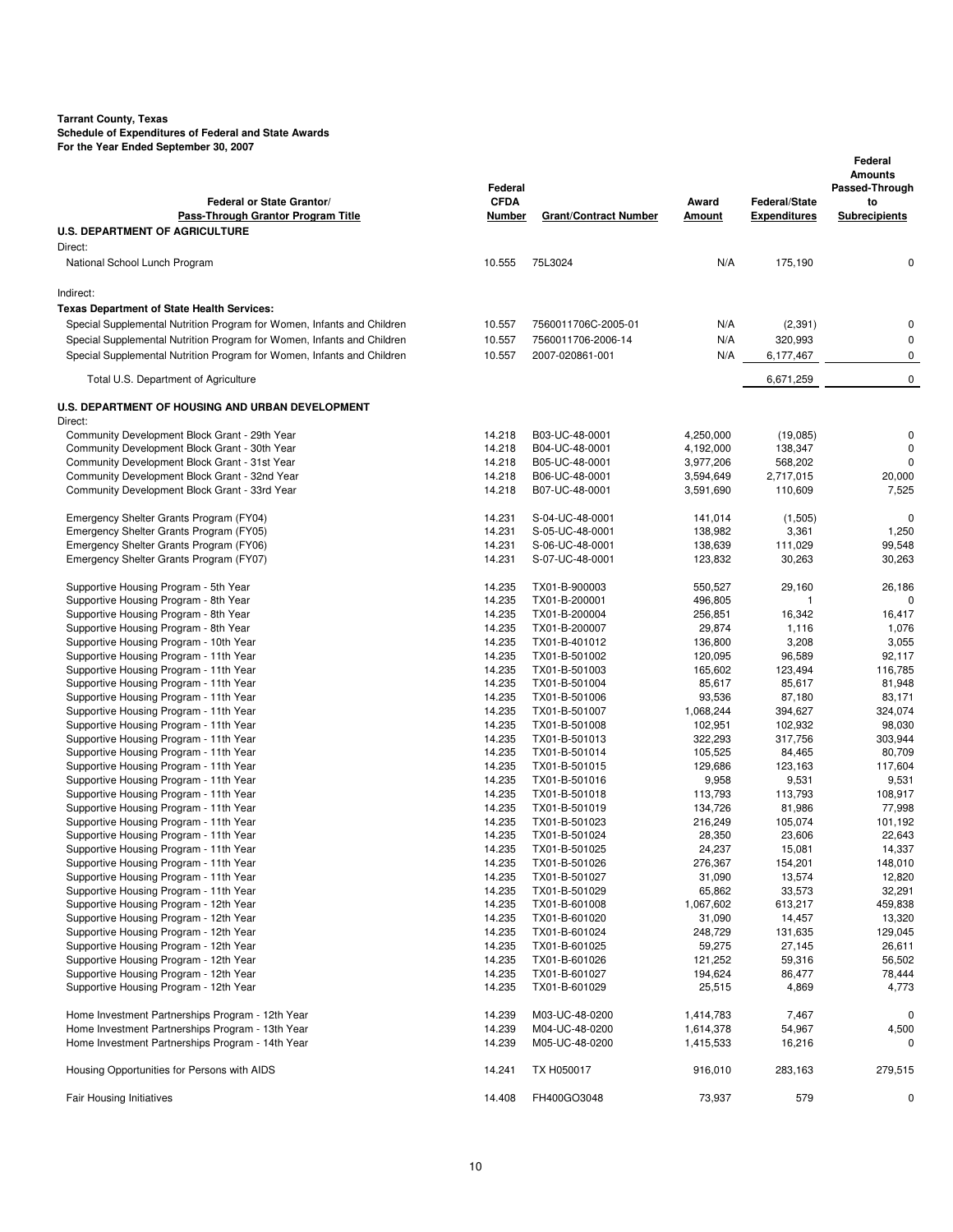**Tarrant County, Texas**
**Schedule of Expenditures of Federal and State Awards**
**For the Year Ended September 30, 2007**

| Federal or State Grantor/ Pass-Through Grantor Program Title | Federal CFDA Number | Grant/Contract Number | Award Amount | Federal/State Expenditures | Federal Amounts Passed-Through to Subrecipients |
|---|---|---|---|---|---|
| **U.S. DEPARTMENT OF AGRICULTURE** | | | | | |
| Direct: | | | | | |
| National School Lunch Program | 10.555 | 75L3024 | N/A | 175,190 | 0 |
| Indirect: | | | | | |
| **Texas Department of State Health Services:** | | | | | |
| Special Supplemental Nutrition Program for Women, Infants and Children | 10.557 | 7560011706C-2005-01 | N/A | (2,391) | 0 |
| Special Supplemental Nutrition Program for Women, Infants and Children | 10.557 | 7560011706-2006-14 | N/A | 320,993 | 0 |
| Special Supplemental Nutrition Program for Women, Infants and Children | 10.557 | 2007-020861-001 | N/A | 6,177,467 | 0 |
| Total U.S. Department of Agriculture | | | | 6,671,259 | 0 |
| **U.S. DEPARTMENT OF HOUSING AND URBAN DEVELOPMENT** | | | | | |
| Direct: | | | | | |
| Community Development Block Grant - 29th Year | 14.218 | B03-UC-48-0001 | 4,250,000 | (19,085) | 0 |
| Community Development Block Grant - 30th Year | 14.218 | B04-UC-48-0001 | 4,192,000 | 138,347 | 0 |
| Community Development Block Grant - 31st Year | 14.218 | B05-UC-48-0001 | 3,977,206 | 568,202 | 0 |
| Community Development Block Grant - 32nd Year | 14.218 | B06-UC-48-0001 | 3,594,649 | 2,717,015 | 20,000 |
| Community Development Block Grant - 33rd Year | 14.218 | B07-UC-48-0001 | 3,591,690 | 110,609 | 7,525 |
| Emergency Shelter Grants Program (FY04) | 14.231 | S-04-UC-48-0001 | 141,014 | (1,505) | 0 |
| Emergency Shelter Grants Program (FY05) | 14.231 | S-05-UC-48-0001 | 138,982 | 3,361 | 1,250 |
| Emergency Shelter Grants Program (FY06) | 14.231 | S-06-UC-48-0001 | 138,639 | 111,029 | 99,548 |
| Emergency Shelter Grants Program (FY07) | 14.231 | S-07-UC-48-0001 | 123,832 | 30,263 | 30,263 |
| Supportive Housing Program - 5th Year | 14.235 | TX01-B-900003 | 550,527 | 29,160 | 26,186 |
| Supportive Housing Program - 8th Year | 14.235 | TX01-B-200001 | 496,805 | 1 | 0 |
| Supportive Housing Program - 8th Year | 14.235 | TX01-B-200004 | 256,851 | 16,342 | 16,417 |
| Supportive Housing Program - 8th Year | 14.235 | TX01-B-200007 | 29,874 | 1,116 | 1,076 |
| Supportive Housing Program - 10th Year | 14.235 | TX01-B-401012 | 136,800 | 3,208 | 3,055 |
| Supportive Housing Program - 11th Year | 14.235 | TX01-B-501002 | 120,095 | 96,589 | 92,117 |
| Supportive Housing Program - 11th Year | 14.235 | TX01-B-501003 | 165,602 | 123,494 | 116,785 |
| Supportive Housing Program - 11th Year | 14.235 | TX01-B-501004 | 85,617 | 85,617 | 81,948 |
| Supportive Housing Program - 11th Year | 14.235 | TX01-B-501006 | 93,536 | 87,180 | 83,171 |
| Supportive Housing Program - 11th Year | 14.235 | TX01-B-501007 | 1,068,244 | 394,627 | 324,074 |
| Supportive Housing Program - 11th Year | 14.235 | TX01-B-501008 | 102,951 | 102,932 | 98,030 |
| Supportive Housing Program - 11th Year | 14.235 | TX01-B-501013 | 322,293 | 317,756 | 303,944 |
| Supportive Housing Program - 11th Year | 14.235 | TX01-B-501014 | 105,525 | 84,465 | 80,709 |
| Supportive Housing Program - 11th Year | 14.235 | TX01-B-501015 | 129,686 | 123,163 | 117,604 |
| Supportive Housing Program - 11th Year | 14.235 | TX01-B-501016 | 9,958 | 9,531 | 9,531 |
| Supportive Housing Program - 11th Year | 14.235 | TX01-B-501018 | 113,793 | 113,793 | 108,917 |
| Supportive Housing Program - 11th Year | 14.235 | TX01-B-501019 | 134,726 | 81,986 | 77,998 |
| Supportive Housing Program - 11th Year | 14.235 | TX01-B-501023 | 216,249 | 105,074 | 101,192 |
| Supportive Housing Program - 11th Year | 14.235 | TX01-B-501024 | 28,350 | 23,606 | 22,643 |
| Supportive Housing Program - 11th Year | 14.235 | TX01-B-501025 | 24,237 | 15,081 | 14,337 |
| Supportive Housing Program - 11th Year | 14.235 | TX01-B-501026 | 276,367 | 154,201 | 148,010 |
| Supportive Housing Program - 11th Year | 14.235 | TX01-B-501027 | 31,090 | 13,574 | 12,820 |
| Supportive Housing Program - 11th Year | 14.235 | TX01-B-501029 | 65,862 | 33,573 | 32,291 |
| Supportive Housing Program - 12th Year | 14.235 | TX01-B-601008 | 1,067,602 | 613,217 | 459,838 |
| Supportive Housing Program - 12th Year | 14.235 | TX01-B-601020 | 31,090 | 14,457 | 13,320 |
| Supportive Housing Program - 12th Year | 14.235 | TX01-B-601024 | 248,729 | 131,635 | 129,045 |
| Supportive Housing Program - 12th Year | 14.235 | TX01-B-601025 | 59,275 | 27,145 | 26,611 |
| Supportive Housing Program - 12th Year | 14.235 | TX01-B-601026 | 121,252 | 59,316 | 56,502 |
| Supportive Housing Program - 12th Year | 14.235 | TX01-B-601027 | 194,624 | 86,477 | 78,444 |
| Supportive Housing Program - 12th Year | 14.235 | TX01-B-601029 | 25,515 | 4,869 | 4,773 |
| Home Investment Partnerships Program - 12th Year | 14.239 | M03-UC-48-0200 | 1,414,783 | 7,467 | 0 |
| Home Investment Partnerships Program - 13th Year | 14.239 | M04-UC-48-0200 | 1,614,378 | 54,967 | 4,500 |
| Home Investment Partnerships Program - 14th Year | 14.239 | M05-UC-48-0200 | 1,415,533 | 16,216 | 0 |
| Housing Opportunities for Persons with AIDS | 14.241 | TX H050017 | 916,010 | 283,163 | 279,515 |
| Fair Housing Initiatives | 14.408 | FH400GO3048 | 73,937 | 579 | 0 |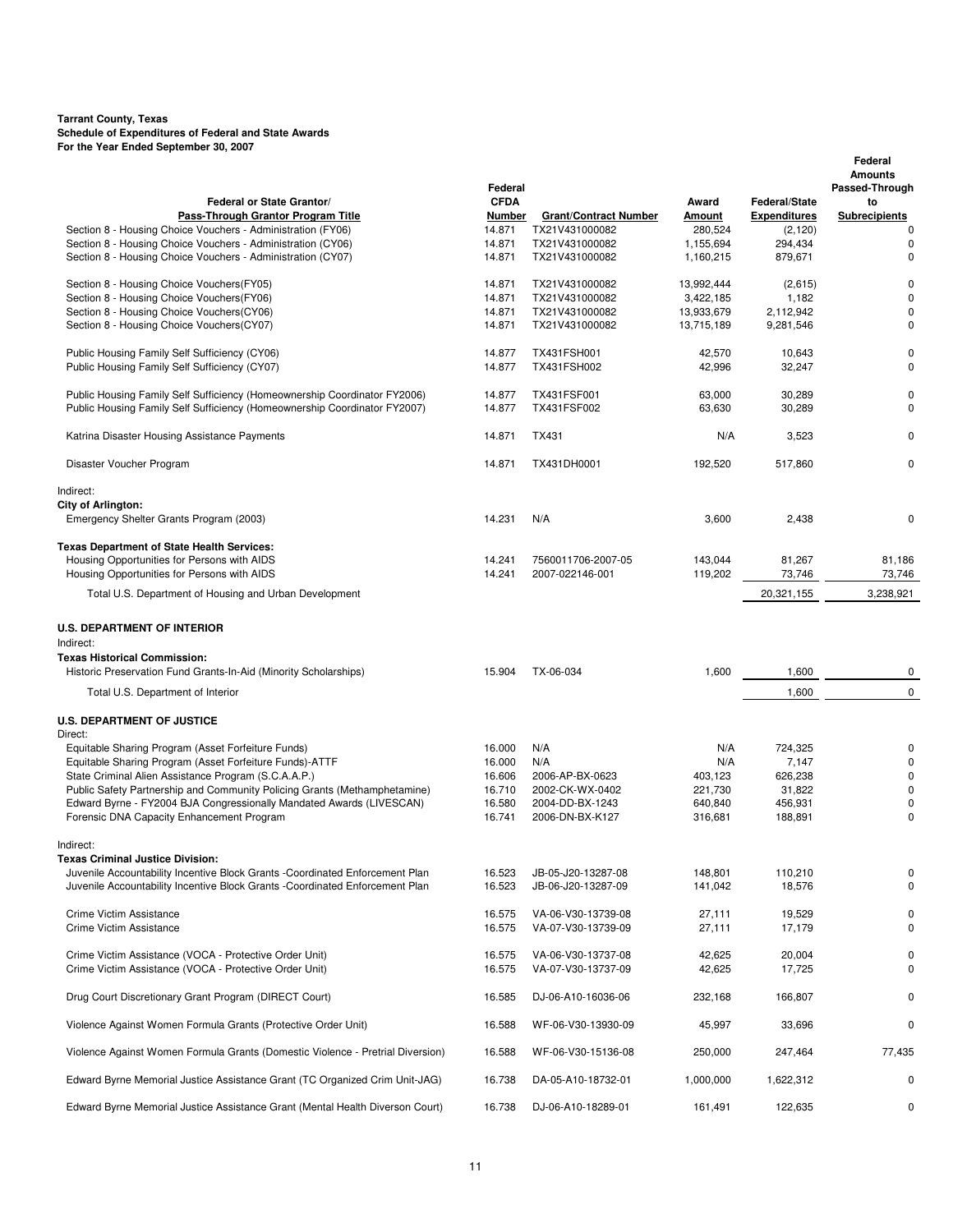**Tarrant County, Texas**
**Schedule of Expenditures of Federal and State Awards**
**For the Year Ended September 30, 2007**

| Federal or State Grantor/ Pass-Through Grantor Program Title | Federal CFDA Number | Grant/Contract Number | Award Amount | Federal/State Expenditures | Federal Amounts Passed-Through to Subrecipients |
|---|---|---|---|---|---|
| Section 8 - Housing Choice Vouchers - Administration (FY06) | 14.871 | TX21V431000082 | 280,524 | (2,120) | 0 |
| Section 8 - Housing Choice Vouchers - Administration (CY06) | 14.871 | TX21V431000082 | 1,155,694 | 294,434 | 0 |
| Section 8 - Housing Choice Vouchers - Administration (CY07) | 14.871 | TX21V431000082 | 1,160,215 | 879,671 | 0 |
| Section 8 - Housing Choice Vouchers(FY05) | 14.871 | TX21V431000082 | 13,992,444 | (2,615) | 0 |
| Section 8 - Housing Choice Vouchers(FY06) | 14.871 | TX21V431000082 | 3,422,185 | 1,182 | 0 |
| Section 8 - Housing Choice Vouchers(CY06) | 14.871 | TX21V431000082 | 13,933,679 | 2,112,942 | 0 |
| Section 8 - Housing Choice Vouchers(CY07) | 14.871 | TX21V431000082 | 13,715,189 | 9,281,546 | 0 |
| Public Housing Family Self Sufficiency (CY06) | 14.877 | TX431FSH001 | 42,570 | 10,643 | 0 |
| Public Housing Family Self Sufficiency (CY07) | 14.877 | TX431FSH002 | 42,996 | 32,247 | 0 |
| Public Housing Family Self Sufficiency (Homeownership Coordinator FY2006) | 14.877 | TX431FSF001 | 63,000 | 30,289 | 0 |
| Public Housing Family Self Sufficiency (Homeownership Coordinator FY2007) | 14.877 | TX431FSF002 | 63,630 | 30,289 | 0 |
| Katrina Disaster Housing Assistance Payments | 14.871 | TX431 | N/A | 3,523 | 0 |
| Disaster Voucher Program | 14.871 | TX431DH0001 | 192,520 | 517,860 | 0 |
| Indirect: | | | | | |
| **City of Arlington:** | | | | | |
| Emergency Shelter Grants Program (2003) | 14.231 | N/A | 3,600 | 2,438 | 0 |
| **Texas Department of State Health Services:** | | | | | |
| Housing Opportunities for Persons with AIDS | 14.241 | 7560011706-2007-05 | 143,044 | 81,267 | 81,186 |
| Housing Opportunities for Persons with AIDS | 14.241 | 2007-022146-001 | 119,202 | 73,746 | 73,746 |
| Total U.S. Department of Housing and Urban Development | | | | 20,321,155 | 3,238,921 |
| **U.S. DEPARTMENT OF INTERIOR** | | | | | |
| Indirect: | | | | | |
| **Texas Historical Commission:** | | | | | |
| Historic Preservation Fund Grants-In-Aid (Minority Scholarships) | 15.904 | TX-06-034 | 1,600 | 1,600 | 0 |
| Total U.S. Department of Interior | | | | 1,600 | 0 |
| **U.S. DEPARTMENT OF JUSTICE** | | | | | |
| Direct: | | | | | |
| Equitable Sharing Program (Asset Forfeiture Funds) | 16.000 | N/A | N/A | 724,325 | 0 |
| Equitable Sharing Program (Asset Forfeiture Funds)-ATTF | 16.000 | N/A | N/A | 7,147 | 0 |
| State Criminal Alien Assistance Program (S.C.A.A.P.) | 16.606 | 2006-AP-BX-0623 | 403,123 | 626,238 | 0 |
| Public Safety Partnership and Community Policing Grants (Methamphetamine) | 16.710 | 2002-CK-WX-0402 | 221,730 | 31,822 | 0 |
| Edward Byrne - FY2004 BJA Congressionally Mandated Awards (LIVESCAN) | 16.580 | 2004-DD-BX-1243 | 640,840 | 456,931 | 0 |
| Forensic DNA Capacity Enhancement Program | 16.741 | 2006-DN-BX-K127 | 316,681 | 188,891 | 0 |
| Indirect: | | | | | |
| **Texas Criminal Justice Division:** | | | | | |
| Juvenile Accountability Incentive Block Grants -Coordinated Enforcement Plan | 16.523 | JB-05-J20-13287-08 | 148,801 | 110,210 | 0 |
| Juvenile Accountability Incentive Block Grants -Coordinated Enforcement Plan | 16.523 | JB-06-J20-13287-09 | 141,042 | 18,576 | 0 |
| Crime Victim Assistance | 16.575 | VA-06-V30-13739-08 | 27,111 | 19,529 | 0 |
| Crime Victim Assistance | 16.575 | VA-07-V30-13739-09 | 27,111 | 17,179 | 0 |
| Crime Victim Assistance (VOCA - Protective Order Unit) | 16.575 | VA-06-V30-13737-08 | 42,625 | 20,004 | 0 |
| Crime Victim Assistance (VOCA - Protective Order Unit) | 16.575 | VA-07-V30-13737-09 | 42,625 | 17,725 | 0 |
| Drug Court Discretionary Grant Program (DIRECT Court) | 16.585 | DJ-06-A10-16036-06 | 232,168 | 166,807 | 0 |
| Violence Against Women Formula Grants (Protective Order Unit) | 16.588 | WF-06-V30-13930-09 | 45,997 | 33,696 | 0 |
| Violence Against Women Formula Grants (Domestic Violence - Pretrial Diversion) | 16.588 | WF-06-V30-15136-08 | 250,000 | 247,464 | 77,435 |
| Edward Byrne Memorial Justice Assistance Grant (TC Organized Crim Unit-JAG) | 16.738 | DA-05-A10-18732-01 | 1,000,000 | 1,622,312 | 0 |
| Edward Byrne Memorial Justice Assistance Grant (Mental Health Diverson Court) | 16.738 | DJ-06-A10-18289-01 | 161,491 | 122,635 | 0 |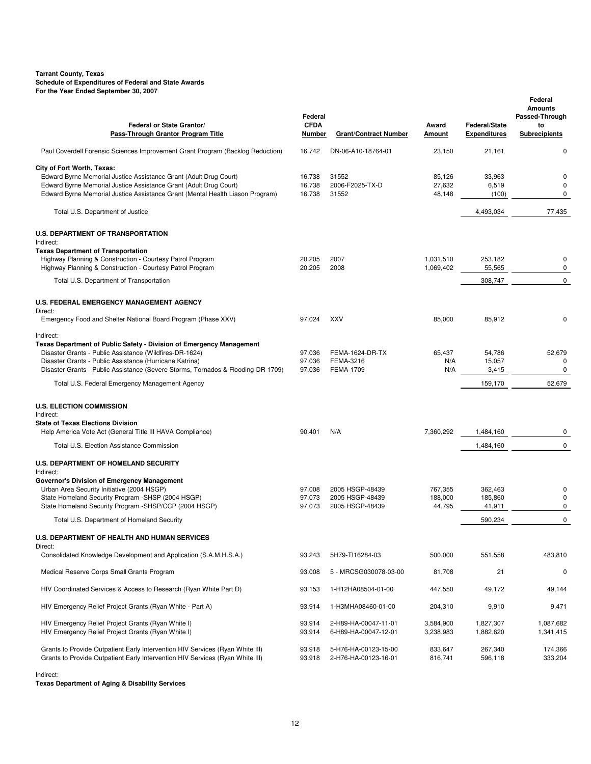**Tarrant County, Texas**
**Schedule of Expenditures of Federal and State Awards**
**For the Year Ended September 30, 2007**

| Federal or State Grantor/ Pass-Through Grantor Program Title | Federal CFDA Number | Grant/Contract Number | Award Amount | Federal/State Expenditures | Federal Amounts Passed-Through to Subrecipients |
|---|---|---|---|---|---|
| Paul Coverdell Forensic Sciences Improvement Grant Program (Backlog Reduction) | 16.742 | DN-06-A10-18764-01 | 23,150 | 21,161 | 0 |
| **City of Fort Worth, Texas:** | | | | | |
| Edward Byrne Memorial Justice Assistance Grant (Adult Drug Court) | 16.738 | 31552 | 85,126 | 33,963 | 0 |
| Edward Byrne Memorial Justice Assistance Grant (Adult Drug Court) | 16.738 | 2006-F2025-TX-D | 27,632 | 6,519 | 0 |
| Edward Byrne Memorial Justice Assistance Grant (Mental Health Liason Program) | 16.738 | 31552 | 48,148 | (100) | 0 |
| Total U.S. Department of Justice | | | | 4,493,034 | 77,435 |
| **U.S. DEPARTMENT OF TRANSPORTATION** | | | | | |
| Indirect: | | | | | |
| **Texas Department of Transportation** | | | | | |
| Highway Planning & Construction - Courtesy Patrol Program | 20.205 | 2007 | 1,031,510 | 253,182 | 0 |
| Highway Planning & Construction - Courtesy Patrol Program | 20.205 | 2008 | 1,069,402 | 55,565 | 0 |
| Total U.S. Department of Transportation | | | | 308,747 | 0 |
| **U.S. FEDERAL EMERGENCY MANAGEMENT AGENCY** | | | | | |
| Direct: | | | | | |
| Emergency Food and Shelter National Board Program (Phase XXV) | 97.024 | XXV | 85,000 | 85,912 | 0 |
| Indirect: | | | | | |
| **Texas Department of Public Safety - Division of Emergency Management** | | | | | |
| Disaster Grants - Public Assistance (Wildfires-DR-1624) | 97.036 | FEMA-1624-DR-TX | 65,437 | 54,786 | 52,679 |
| Disaster Grants - Public Assistance (Hurricane Katrina) | 97.036 | FEMA-3216 | N/A | 15,057 | 0 |
| Disaster Grants - Public Assistance (Severe Storms, Tornados & Flooding-DR 1709) | 97.036 | FEMA-1709 | N/A | 3,415 | 0 |
| Total U.S. Federal Emergency Management Agency | | | | 159,170 | 52,679 |
| **U.S. ELECTION COMMISSION** | | | | | |
| Indirect: | | | | | |
| **State of Texas Elections Division** | | | | | |
| Help America Vote Act (General Title III HAVA Compliance) | 90.401 | N/A | 7,360,292 | 1,484,160 | 0 |
| Total U.S. Election Assistance Commission | | | | 1,484,160 | 0 |
| **U.S. DEPARTMENT OF HOMELAND SECURITY** | | | | | |
| Indirect: | | | | | |
| **Governor's Division of Emergency Management** | | | | | |
| Urban Area Security Initiative (2004 HSGP) | 97.008 | 2005 HSGP-48439 | 767,355 | 362,463 | 0 |
| State Homeland Security Program -SHSP (2004 HSGP) | 97.073 | 2005 HSGP-48439 | 188,000 | 185,860 | 0 |
| State Homeland Security Program -SHSP/CCP (2004 HSGP) | 97.073 | 2005 HSGP-48439 | 44,795 | 41,911 | 0 |
| Total U.S. Department of Homeland Security | | | | 590,234 | 0 |
| **U.S. DEPARTMENT OF HEALTH AND HUMAN SERVICES** | | | | | |
| Direct: | | | | | |
| Consolidated Knowledge Development and Application (S.A.M.H.S.A.) | 93.243 | 5H79-TI16284-03 | 500,000 | 551,558 | 483,810 |
| Medical Reserve Corps Small Grants Program | 93.008 | 5 - MRCSG030078-03-00 | 81,708 | 21 | 0 |
| HIV Coordinated Services & Access to Research (Ryan White Part D) | 93.153 | 1-H12HA08504-01-00 | 447,550 | 49,172 | 49,144 |
| HIV Emergency Relief Project Grants (Ryan White - Part A) | 93.914 | 1-H3MHA08460-01-00 | 204,310 | 9,910 | 9,471 |
| HIV Emergency Relief Project Grants (Ryan White I) | 93.914 | 2-H89-HA-00047-11-01 | 3,584,900 | 1,827,307 | 1,087,682 |
| HIV Emergency Relief Project Grants (Ryan White I) | 93.914 | 6-H89-HA-00047-12-01 | 3,238,983 | 1,882,620 | 1,341,415 |
| Grants to Provide Outpatient Early Intervention HIV Services (Ryan White III) | 93.918 | 5-H76-HA-00123-15-00 | 833,647 | 267,340 | 174,366 |
| Grants to Provide Outpatient Early Intervention HIV Services (Ryan White III) | 93.918 | 2-H76-HA-00123-16-01 | 816,741 | 596,118 | 333,204 |
| Indirect: | | | | | |
| **Texas Department of Aging & Disability Services** | | | | | |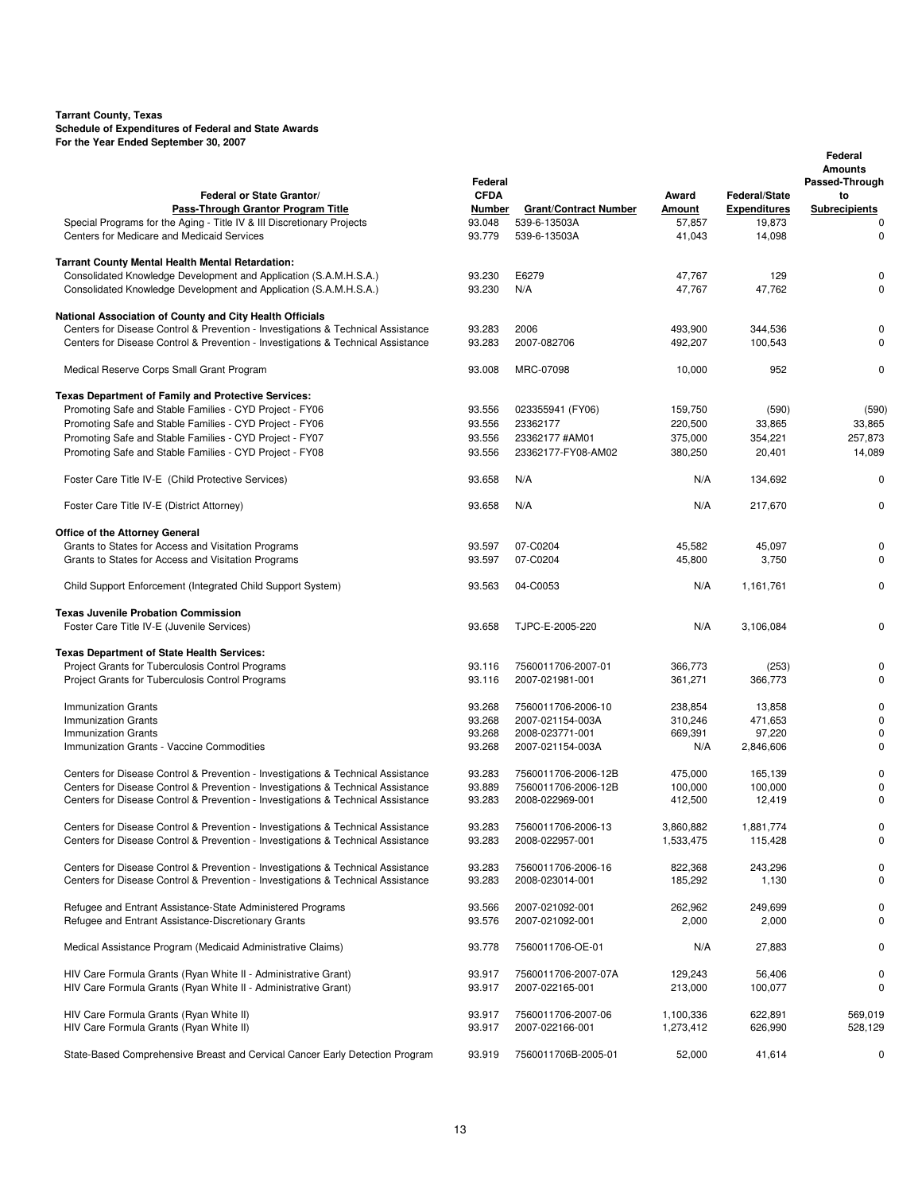**Tarrant County, Texas**
**Schedule of Expenditures of Federal and State Awards**
**For the Year Ended September 30, 2007**

| Federal or State Grantor/ Pass-Through Grantor Program Title | Federal CFDA Number | Grant/Contract Number | Award Amount | Federal/State Expenditures | Federal Amounts Passed-Through to Subrecipients |
|---|---|---|---|---|---|
| Special Programs for the Aging - Title IV & III Discretionary Projects | 93.048 | 539-6-13503A | 57,857 | 19,873 | 0 |
| Centers for Medicare and Medicaid Services | 93.779 | 539-6-13503A | 41,043 | 14,098 | 0 |
| **Tarrant County Mental Health Mental Retardation:** | | | | | |
| Consolidated Knowledge Development and Application (S.A.M.H.S.A.) | 93.230 | E6279 | 47,767 | 129 | 0 |
| Consolidated Knowledge Development and Application (S.A.M.H.S.A.) | 93.230 | N/A | 47,767 | 47,762 | 0 |
| **National Association of County and City Health Officials** | | | | | |
| Centers for Disease Control & Prevention - Investigations & Technical Assistance | 93.283 | 2006 | 493,900 | 344,536 | 0 |
| Centers for Disease Control & Prevention - Investigations & Technical Assistance | 93.283 | 2007-082706 | 492,207 | 100,543 | 0 |
| Medical Reserve Corps Small Grant Program | 93.008 | MRC-07098 | 10,000 | 952 | 0 |
| **Texas Department of Family and Protective Services:** | | | | | |
| Promoting Safe and Stable Families - CYD Project - FY06 | 93.556 | 023355941 (FY06) | 159,750 | (590) | (590) |
| Promoting Safe and Stable Families - CYD Project - FY06 | 93.556 | 23362177 | 220,500 | 33,865 | 33,865 |
| Promoting Safe and Stable Families - CYD Project - FY07 | 93.556 | 23362177 #AM01 | 375,000 | 354,221 | 257,873 |
| Promoting Safe and Stable Families - CYD Project - FY08 | 93.556 | 23362177-FY08-AM02 | 380,250 | 20,401 | 14,089 |
| Foster Care Title IV-E (Child Protective Services) | 93.658 | N/A | N/A | 134,692 | 0 |
| Foster Care Title IV-E (District Attorney) | 93.658 | N/A | N/A | 217,670 | 0 |
| **Office of the Attorney General** | | | | | |
| Grants to States for Access and Visitation Programs | 93.597 | 07-C0204 | 45,582 | 45,097 | 0 |
| Grants to States for Access and Visitation Programs | 93.597 | 07-C0204 | 45,800 | 3,750 | 0 |
| Child Support Enforcement (Integrated Child Support System) | 93.563 | 04-C0053 | N/A | 1,161,761 | 0 |
| **Texas Juvenile Probation Commission** | | | | | |
| Foster Care Title IV-E (Juvenile Services) | 93.658 | TJPC-E-2005-220 | N/A | 3,106,084 | 0 |
| **Texas Department of State Health Services:** | | | | | |
| Project Grants for Tuberculosis Control Programs | 93.116 | 7560011706-2007-01 | 366,773 | (253) | 0 |
| Project Grants for Tuberculosis Control Programs | 93.116 | 2007-021981-001 | 361,271 | 366,773 | 0 |
| Immunization Grants | 93.268 | 7560011706-2006-10 | 238,854 | 13,858 | 0 |
| Immunization Grants | 93.268 | 2007-021154-003A | 310,246 | 471,653 | 0 |
| Immunization Grants | 93.268 | 2008-023771-001 | 669,391 | 97,220 | 0 |
| Immunization Grants - Vaccine Commodities | 93.268 | 2007-021154-003A | N/A | 2,846,606 | 0 |
| Centers for Disease Control & Prevention - Investigations & Technical Assistance | 93.283 | 7560011706-2006-12B | 475,000 | 165,139 | 0 |
| Centers for Disease Control & Prevention - Investigations & Technical Assistance | 93.889 | 7560011706-2006-12B | 100,000 | 100,000 | 0 |
| Centers for Disease Control & Prevention - Investigations & Technical Assistance | 93.283 | 2008-022969-001 | 412,500 | 12,419 | 0 |
| Centers for Disease Control & Prevention - Investigations & Technical Assistance | 93.283 | 7560011706-2006-13 | 3,860,882 | 1,881,774 | 0 |
| Centers for Disease Control & Prevention - Investigations & Technical Assistance | 93.283 | 2008-022957-001 | 1,533,475 | 115,428 | 0 |
| Centers for Disease Control & Prevention - Investigations & Technical Assistance | 93.283 | 7560011706-2006-16 | 822,368 | 243,296 | 0 |
| Centers for Disease Control & Prevention - Investigations & Technical Assistance | 93.283 | 2008-023014-001 | 185,292 | 1,130 | 0 |
| Refugee and Entrant Assistance-State Administered Programs | 93.566 | 2007-021092-001 | 262,962 | 249,699 | 0 |
| Refugee and Entrant Assistance-Discretionary Grants | 93.576 | 2007-021092-001 | 2,000 | 2,000 | 0 |
| Medical Assistance Program (Medicaid Administrative Claims) | 93.778 | 7560011706-OE-01 | N/A | 27,883 | 0 |
| HIV Care Formula Grants (Ryan White II - Administrative Grant) | 93.917 | 7560011706-2007-07A | 129,243 | 56,406 | 0 |
| HIV Care Formula Grants (Ryan White II - Administrative Grant) | 93.917 | 2007-022165-001 | 213,000 | 100,077 | 0 |
| HIV Care Formula Grants (Ryan White II) | 93.917 | 7560011706-2007-06 | 1,100,336 | 622,891 | 569,019 |
| HIV Care Formula Grants (Ryan White II) | 93.917 | 2007-022166-001 | 1,273,412 | 626,990 | 528,129 |
| State-Based Comprehensive Breast and Cervical Cancer Early Detection Program | 93.919 | 7560011706B-2005-01 | 52,000 | 41,614 | 0 |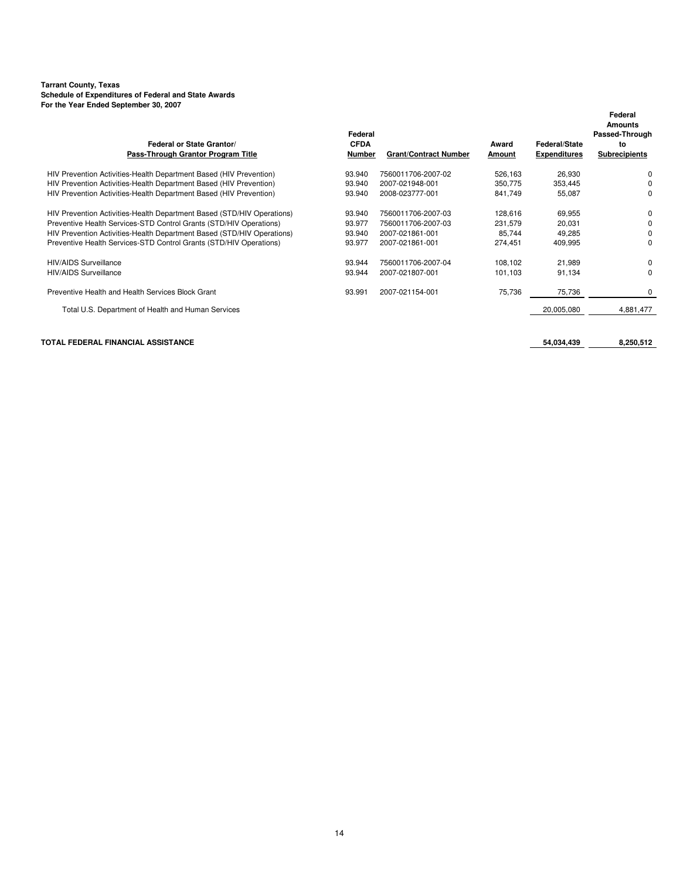**Tarrant County, Texas**
**Schedule of Expenditures of Federal and State Awards**
**For the Year Ended September 30, 2007**

| Federal or State Grantor/ Pass-Through Grantor Program Title | Federal CFDA Number | Grant/Contract Number | Award Amount | Federal/State Expenditures | Federal Amounts Passed-Through to Subrecipients |
|---|---|---|---|---|---|
| HIV Prevention Activities-Health Department Based (HIV Prevention) | 93.940 | 7560011706-2007-02 | 526,163 | 26,930 | 0 |
| HIV Prevention Activities-Health Department Based (HIV Prevention) | 93.940 | 2007-021948-001 | 350,775 | 353,445 | 0 |
| HIV Prevention Activities-Health Department Based (HIV Prevention) | 93.940 | 2008-023777-001 | 841,749 | 55,087 | 0 |
| HIV Prevention Activities-Health Department Based (STD/HIV Operations) | 93.940 | 7560011706-2007-03 | 128,616 | 69,955 | 0 |
| Preventive Health Services-STD Control Grants (STD/HIV Operations) | 93.977 | 7560011706-2007-03 | 231,579 | 20,031 | 0 |
| HIV Prevention Activities-Health Department Based (STD/HIV Operations) | 93.940 | 2007-021861-001 | 85,744 | 49,285 | 0 |
| Preventive Health Services-STD Control Grants (STD/HIV Operations) | 93.977 | 2007-021861-001 | 274,451 | 409,995 | 0 |
| HIV/AIDS Surveillance | 93.944 | 7560011706-2007-04 | 108,102 | 21,989 | 0 |
| HIV/AIDS Surveillance | 93.944 | 2007-021807-001 | 101,103 | 91,134 | 0 |
| Preventive Health and Health Services Block Grant | 93.991 | 2007-021154-001 | 75,736 | 75,736 | 0 |
| Total U.S. Department of Health and Human Services | | | | 20,005,080 | 4,881,477 |
| **TOTAL FEDERAL FINANCIAL ASSISTANCE** | | | | **54,034,439** | **8,250,512** |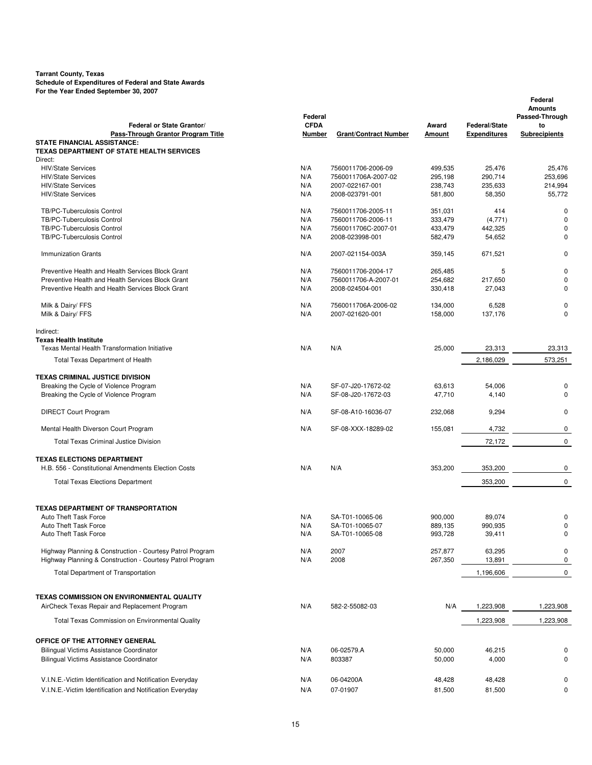**Tarrant County, Texas**
**Schedule of Expenditures of Federal and State Awards**
**For the Year Ended September 30, 2007**

| Federal or State Grantor/ Pass-Through Grantor Program Title | Federal CFDA Number | Grant/Contract Number | Award Amount | Federal/State Expenditures | Federal Amounts Passed-Through to Subrecipients |
|---|---|---|---|---|---|
| **STATE FINANCIAL ASSISTANCE:** | | | | | |
| **TEXAS DEPARTMENT OF STATE HEALTH SERVICES** | | | | | |
| Direct: | | | | | |
| HIV/State Services | N/A | 7560011706-2006-09 | 499,535 | 25,476 | 25,476 |
| HIV/State Services | N/A | 7560011706A-2007-02 | 295,198 | 290,714 | 253,696 |
| HIV/State Services | N/A | 2007-022167-001 | 238,743 | 235,633 | 214,994 |
| HIV/State Services | N/A | 2008-023791-001 | 581,800 | 58,350 | 55,772 |
| TB/PC-Tuberculosis Control | N/A | 7560011706-2005-11 | 351,031 | 414 | 0 |
| TB/PC-Tuberculosis Control | N/A | 7560011706-2006-11 | 333,479 | (4,771) | 0 |
| TB/PC-Tuberculosis Control | N/A | 7560011706C-2007-01 | 433,479 | 442,325 | 0 |
| TB/PC-Tuberculosis Control | N/A | 2008-023998-001 | 582,479 | 54,652 | 0 |
| Immunization Grants | N/A | 2007-021154-003A | 359,145 | 671,521 | 0 |
| Preventive Health and Health Services Block Grant | N/A | 7560011706-2004-17 | 265,485 | 5 | 0 |
| Preventive Health and Health Services Block Grant | N/A | 7560011706-A-2007-01 | 254,682 | 217,650 | 0 |
| Preventive Health and Health Services Block Grant | N/A | 2008-024504-001 | 330,418 | 27,043 | 0 |
| Milk & Dairy/ FFS | N/A | 7560011706A-2006-02 | 134,000 | 6,528 | 0 |
| Milk & Dairy/ FFS | N/A | 2007-021620-001 | 158,000 | 137,176 | 0 |
| Indirect: | | | | | |
| **Texas Health Institute** | | | | | |
| Texas Mental Health Transformation Initiative | N/A | N/A | 25,000 | 23,313 | 23,313 |
| Total Texas Department of Health | | | | 2,186,029 | 573,251 |
| **TEXAS CRIMINAL JUSTICE DIVISION** | | | | | |
| Breaking the Cycle of Violence Program | N/A | SF-07-J20-17672-02 | 63,613 | 54,006 | 0 |
| Breaking the Cycle of Violence Program | N/A | SF-08-J20-17672-03 | 47,710 | 4,140 | 0 |
| DIRECT Court Program | N/A | SF-08-A10-16036-07 | 232,068 | 9,294 | 0 |
| Mental Health Diverson Court Program | N/A | SF-08-XXX-18289-02 | 155,081 | 4,732 | 0 |
| Total Texas Criminal Justice Division | | | | 72,172 | 0 |
| **TEXAS ELECTIONS DEPARTMENT** | | | | | |
| H.B. 556 - Constitutional Amendments Election Costs | N/A | N/A | 353,200 | 353,200 | 0 |
| Total Texas Elections Department | | | | 353,200 | 0 |
| **TEXAS DEPARTMENT OF TRANSPORTATION** | | | | | |
| Auto Theft Task Force | N/A | SA-T01-10065-06 | 900,000 | 89,074 | 0 |
| Auto Theft Task Force | N/A | SA-T01-10065-07 | 889,135 | 990,935 | 0 |
| Auto Theft Task Force | N/A | SA-T01-10065-08 | 993,728 | 39,411 | 0 |
| Highway Planning & Construction - Courtesy Patrol Program | N/A | 2007 | 257,877 | 63,295 | 0 |
| Highway Planning & Construction - Courtesy Patrol Program | N/A | 2008 | 267,350 | 13,891 | 0 |
| Total Department of Transportation | | | | 1,196,606 | 0 |
| **TEXAS COMMISSION ON ENVIRONMENTAL QUALITY** | | | | | |
| AirCheck Texas Repair and Replacement Program | N/A | 582-2-55082-03 | N/A | 1,223,908 | 1,223,908 |
| Total Texas Commission on Environmental Quality | | | | 1,223,908 | 1,223,908 |
| **OFFICE OF THE ATTORNEY GENERAL** | | | | | |
| Bilingual Victims Assistance Coordinator | N/A | 06-02579.A | 50,000 | 46,215 | 0 |
| Bilingual Victims Assistance Coordinator | N/A | 803387 | 50,000 | 4,000 | 0 |
| V.I.N.E.-Victim Identification and Notification Everyday | N/A | 06-04200A | 48,428 | 48,428 | 0 |
| V.I.N.E.-Victim Identification and Notification Everyday | N/A | 07-01907 | 81,500 | 81,500 | 0 |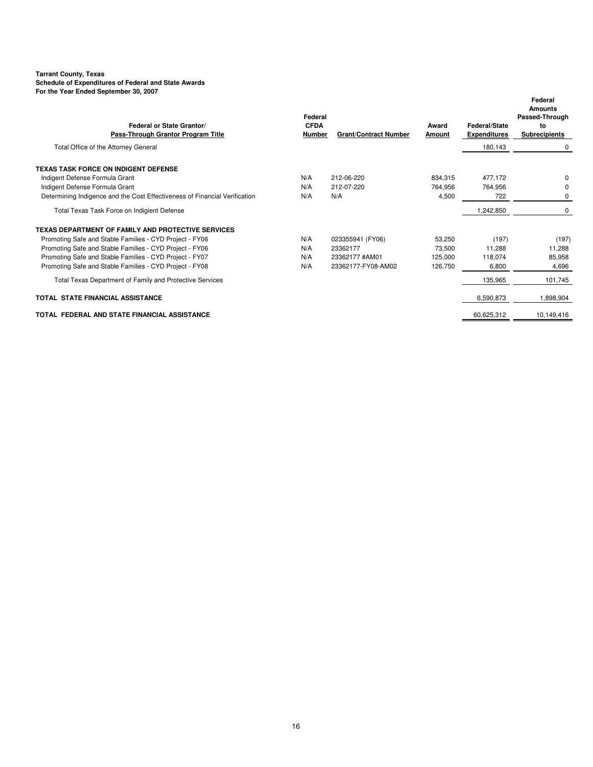**Tarrant County, Texas**
**Schedule of Expenditures of Federal and State Awards**
**For the Year Ended September 30, 2007**

| Federal or State Grantor/ Pass-Through Grantor Program Title | Federal CFDA Number | Grant/Contract Number | Award Amount | Federal/State Expenditures | Federal Amounts Passed-Through to Subrecipients |
|---|---|---|---|---|---|
| Total Office of the Attorney General | | | | 180,143 | 0 |
| **TEXAS TASK FORCE ON INDIGENT DEFENSE** | | | | | |
| Indigent Defense Formula Grant | N/A | 212-06-220 | 834,315 | 477,172 | 0 |
| Indigent Defense Formula Grant | N/A | 212-07-220 | 764,956 | 764,956 | 0 |
| Determining Indigence and the Cost Effectiveness of Financial Verification | N/A | N/A | 4,500 | 722 | 0 |
| Total Texas Task Force on Indigient Defense | | | | 1,242,850 | 0 |
| **TEXAS DEPARTMENT OF FAMILY AND PROTECTIVE SERVICES** | | | | | |
| Promoting Safe and Stable Families - CYD Project - FY06 | N/A | 023355941 (FY06) | 53,250 | (197) | (197) |
| Promoting Safe and Stable Families - CYD Project - FY06 | N/A | 23362177 | 73,500 | 11,288 | 11,288 |
| Promoting Safe and Stable Families - CYD Project - FY07 | N/A | 23362177 #AM01 | 125,000 | 118,074 | 85,958 |
| Promoting Safe and Stable Families - CYD Project - FY08 | N/A | 23362177-FY08-AM02 | 126,750 | 6,800 | 4,696 |
| Total Texas Department of Family and Protective Services | | | | 135,965 | 101,745 |
| **TOTAL STATE FINANCIAL ASSISTANCE** | | | | 6,590,873 | 1,898,904 |
| **TOTAL FEDERAL AND STATE FINANCIAL ASSISTANCE** | | | | 60,625,312 | 10,149,416 |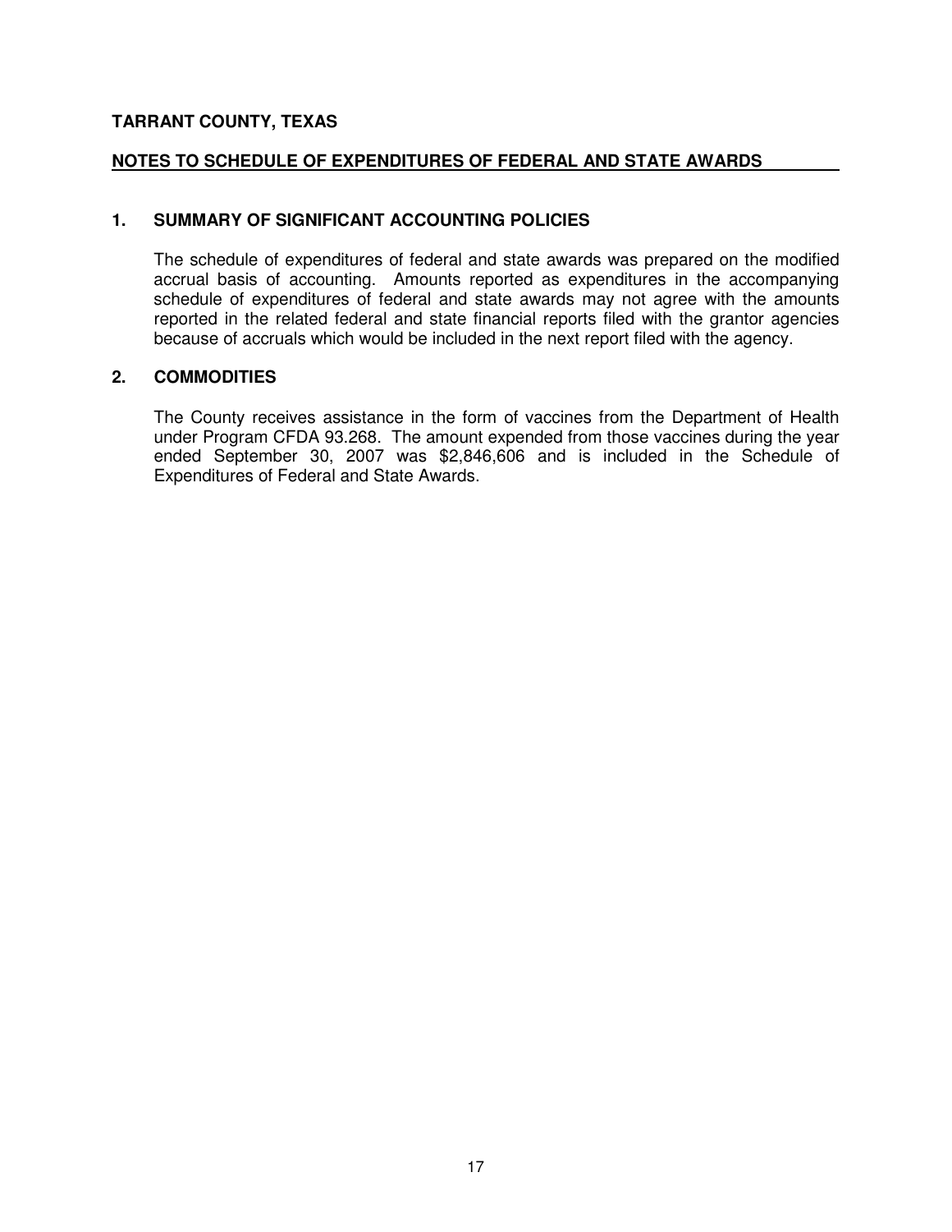**TARRANT COUNTY, TEXAS**

**NOTES TO SCHEDULE OF EXPENDITURES OF FEDERAL AND STATE AWARDS**

## 1. SUMMARY OF SIGNIFICANT ACCOUNTING POLICIES

The schedule of expenditures of federal and state awards was prepared on the modified accrual basis of accounting. Amounts reported as expenditures in the accompanying schedule of expenditures of federal and state awards may not agree with the amounts reported in the related federal and state financial reports filed with the grantor agencies because of accruals which would be included in the next report filed with the agency.

## 2. COMMODITIES

The County receives assistance in the form of vaccines from the Department of Health under Program CFDA 93.268. The amount expended from those vaccines during the year ended September 30, 2007 was $2,846,606 and is included in the Schedule of Expenditures of Federal and State Awards.